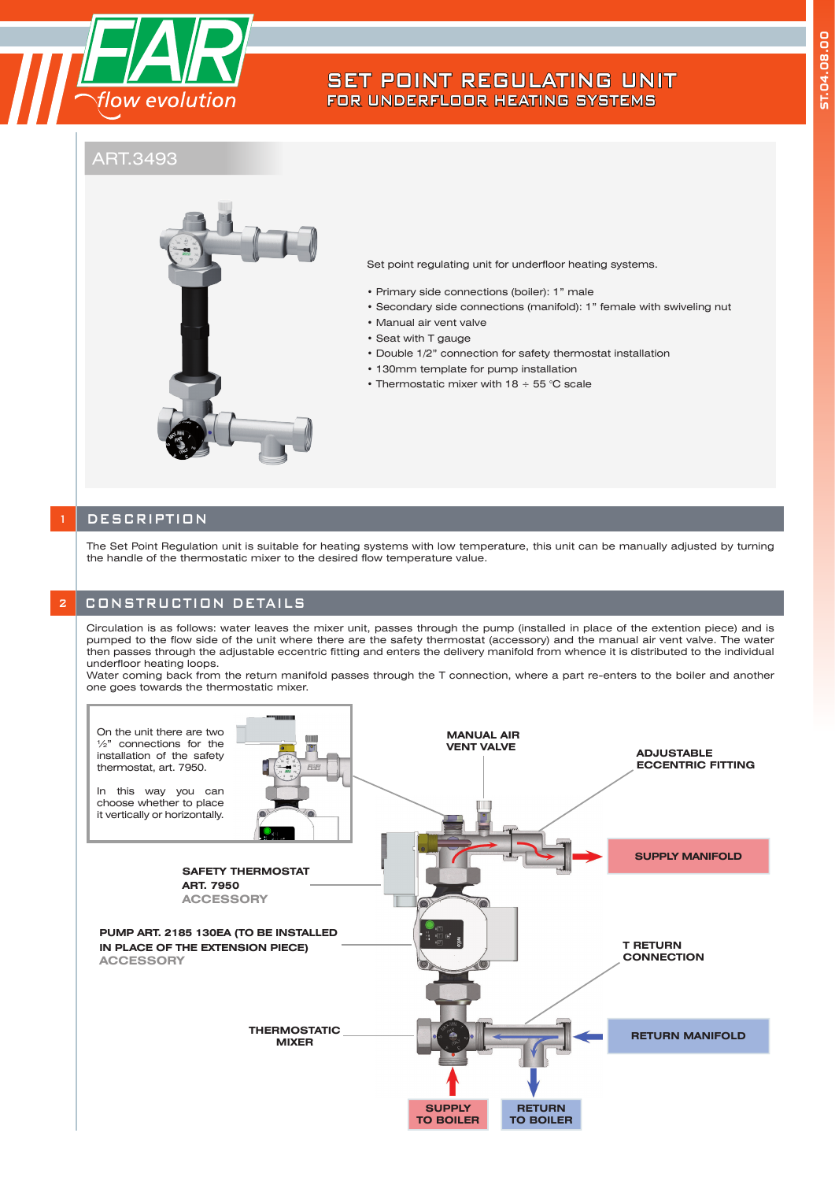# SET POINT REGULATING UNIT
## FOR UNDERFLOOR HEATING SYSTEMS

ART.3493

Set point regulating unit for underfloor heating systems.

- Primary side connections (boiler): 1" male
- Secondary side connections (manifold): 1" female with swiveling nut
- Manual air vent valve
- Seat with T gauge
- Double 1/2" connection for safety thermostat installation
- 130mm template for pump installation
- Thermostatic mixer with 18 ÷ 55 °C scale

## 1 DESCRIPTION

The Set Point Regulation unit is suitable for heating systems with low temperature, this unit can be manually adjusted by turning the handle of the thermostatic mixer to the desired flow temperature value.

## 2 CONSTRUCTION DETAILS

Circulation is as follows: water leaves the mixer unit, passes through the pump (installed in place of the extention piece) and is pumped to the flow side of the unit where there are the safety thermostat (accessory) and the manual air vent valve. The water then passes through the adjustable eccentric fitting and enters the delivery manifold from whence it is distributed to the individual underfloor heating loops.
Water coming back from the return manifold passes through the T connection, where a part re-enters to the boiler and another one goes towards the thermostatic mixer.

On the unit there are two ½" connections for the installation of the safety thermostat, art. 7950.

In this way you can choose whether to place it vertically or horizontally.

MANUAL AIR VENT VALVE

ADJUSTABLE ECCENTRIC FITTING

SUPPLY MANIFOLD

SAFETY THERMOSTAT ART. 7950 ACCESSORY

PUMP ART. 2185 130EA (TO BE INSTALLED IN PLACE OF THE EXTENSION PIECE) ACCESSORY

T RETURN CONNECTION

THERMOSTATIC MIXER

RETURN MANIFOLD

SUPPLY TO BOILER

RETURN TO BOILER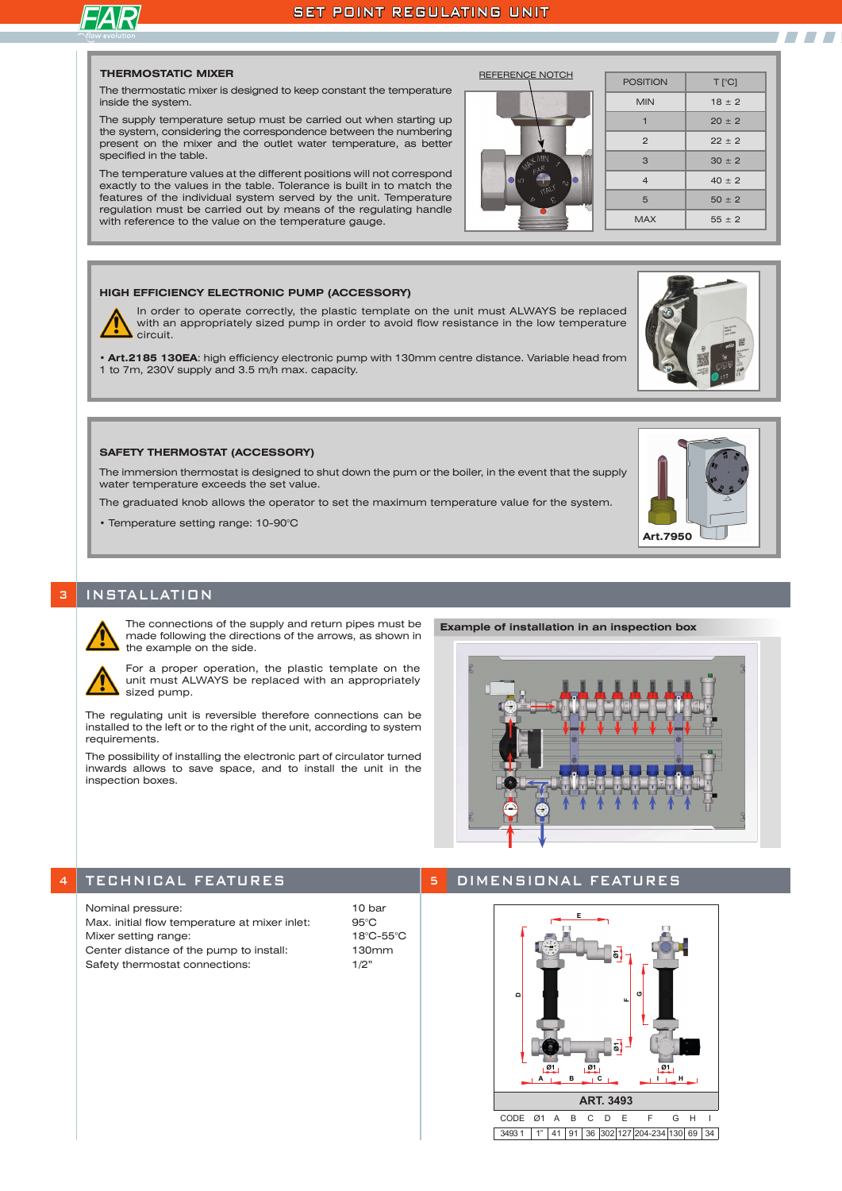### THERMOSTATIC MIXER

The thermostatic mixer is designed to keep constant the temperature inside the system.

The supply temperature setup must be carried out when starting up the system, considering the correspondence between the numbering present on the mixer and the outlet water temperature, as better specified in the table.

The temperature values at the different positions will not correspond exactly to the values in the table. Tolerance is built in to match the features of the individual system served by the unit. Temperature regulation must be carried out by means of the regulating handle with reference to the value on the temperature gauge.

REFERENCE NOTCH

| POSITION | T [°C] |
|---|---|
| MIN | 18 ± 2 |
| 1 | 20 ± 2 |
| 2 | 22 ± 2 |
| 3 | 30 ± 2 |
| 4 | 40 ± 2 |
| 5 | 50 ± 2 |
| MAX | 55 ± 2 |

### HIGH EFFICIENCY ELECTRONIC PUMP (ACCESSORY)

In order to operate correctly, the plastic template on the unit must ALWAYS be replaced with an appropriately sized pump in order to avoid flow resistance in the low temperature circuit.

- **Art.2185 130EA**: high efficiency electronic pump with 130mm centre distance. Variable head from 1 to 7m, 230V supply and 3.5 m/h max. capacity.

### SAFETY THERMOSTAT (ACCESSORY)

The immersion thermostat is designed to shut down the pum or the boiler, in the event that the supply water temperature exceeds the set value.

The graduated knob allows the operator to set the maximum temperature value for the system.

- Temperature setting range: 10-90°C

**Art.7950**

## 3 INSTALLATION

The connections of the supply and return pipes must be made following the directions of the arrows, as shown in the example on the side.

For a proper operation, the plastic template on the unit must ALWAYS be replaced with an appropriately sized pump.

The regulating unit is reversible therefore connections can be installed to the left or to the right of the unit, according to system requirements.

The possibility of installing the electronic part of circulator turned inwards allows to save space, and to install the unit in the inspection boxes.

**Example of installation in an inspection box**

## 4 TECHNICAL FEATURES

| | |
|---|---|
| Nominal pressure: | 10 bar |
| Max. initial flow temperature at mixer inlet: | 95°C |
| Mixer setting range: | 18°C-55°C |
| Center distance of the pump to install: | 130mm |
| Safety thermostat connections: | 1/2" |

## 5 DIMENSIONAL FEATURES

**ART. 3493**

| CODE | Ø1 | A | B | C | D | E | F | G | H | I |
|---|---|---|---|---|---|---|---|---|---|---|
| 3493 1 | 1" | 41 | 91 | 36 | 302 | 127 | 204-234 | 130 | 69 | 34 |